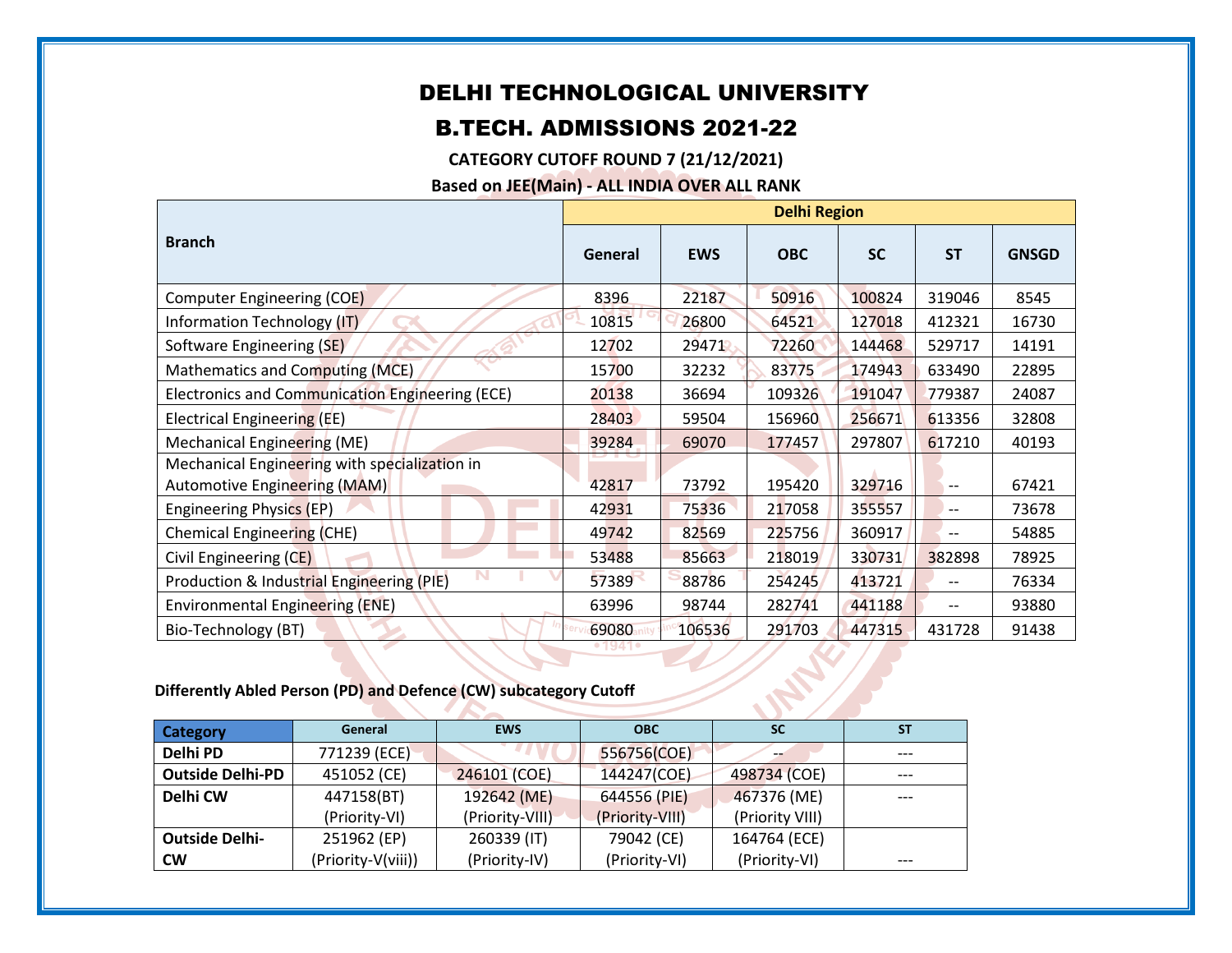# DELHI TECHNOLOGICAL UNIVERSITY

## B.TECH. ADMISSIONS 2021-22

**CATEGORY CUTOFF ROUND 7 (21/12/2021)**

**Based on JEE(Main) - ALL INDIA OVER ALL RANK**

| Branch | Delhi Region | | | | | |
|---|---|---|---|---|---|---|
| | General | EWS | OBC | SC | ST | GNSGD |
| Computer Engineering (COE) | 8396 | 22187 | 50916 | 100824 | 319046 | 8545 |
| Information Technology (IT) | 10815 | 26800 | 64521 | 127018 | 412321 | 16730 |
| Software Engineering (SE) | 12702 | 29471 | 72260 | 144468 | 529717 | 14191 |
| Mathematics and Computing (MCE) | 15700 | 32232 | 83775 | 174943 | 633490 | 22895 |
| Electronics and Communication Engineering (ECE) | 20138 | 36694 | 109326 | 191047 | 779387 | 24087 |
| Electrical Engineering (EE) | 28403 | 59504 | 156960 | 256671 | 613356 | 32808 |
| Mechanical Engineering (ME) | 39284 | 69070 | 177457 | 297807 | 617210 | 40193 |
| Mechanical Engineering with specialization in Automotive Engineering (MAM) | 42817 | 73792 | 195420 | 329716 | -- | 67421 |
| Engineering Physics (EP) | 42931 | 75336 | 217058 | 355557 | -- | 73678 |
| Chemical Engineering (CHE) | 49742 | 82569 | 225756 | 360917 | -- | 54885 |
| Civil Engineering (CE) | 53488 | 85663 | 218019 | 330731 | 382898 | 78925 |
| Production & Industrial Engineering (PIE) | 57389 | 88786 | 254245 | 413721 | -- | 76334 |
| Environmental Engineering (ENE) | 63996 | 98744 | 282741 | 441188 | -- | 93880 |
| Bio-Technology (BT) | 69080 | 106536 | 291703 | 447315 | 431728 | 91438 |

**Differently Abled Person (PD) and Defence (CW) subcategory Cutoff**

| Category | General | EWS | OBC | SC | ST |
|---|---|---|---|---|---|
| **Delhi PD** | 771239 (ECE) | | 556756(COE) | -- | --- |
| **Outside Delhi-PD** | 451052 (CE) | 246101 (COE) | 144247(COE) | 498734 (COE) | --- |
| **Delhi CW** | 447158(BT) (Priority-VI) | 192642 (ME) (Priority-VIII) | 644556 (PIE) (Priority-VIII) | 467376 (ME) (Priority VIII) | --- |
| **Outside Delhi-CW** | 251962 (EP) (Priority-V(viii)) | 260339 (IT) (Priority-IV) | 79042 (CE) (Priority-VI) | 164764 (ECE) (Priority-VI) | --- |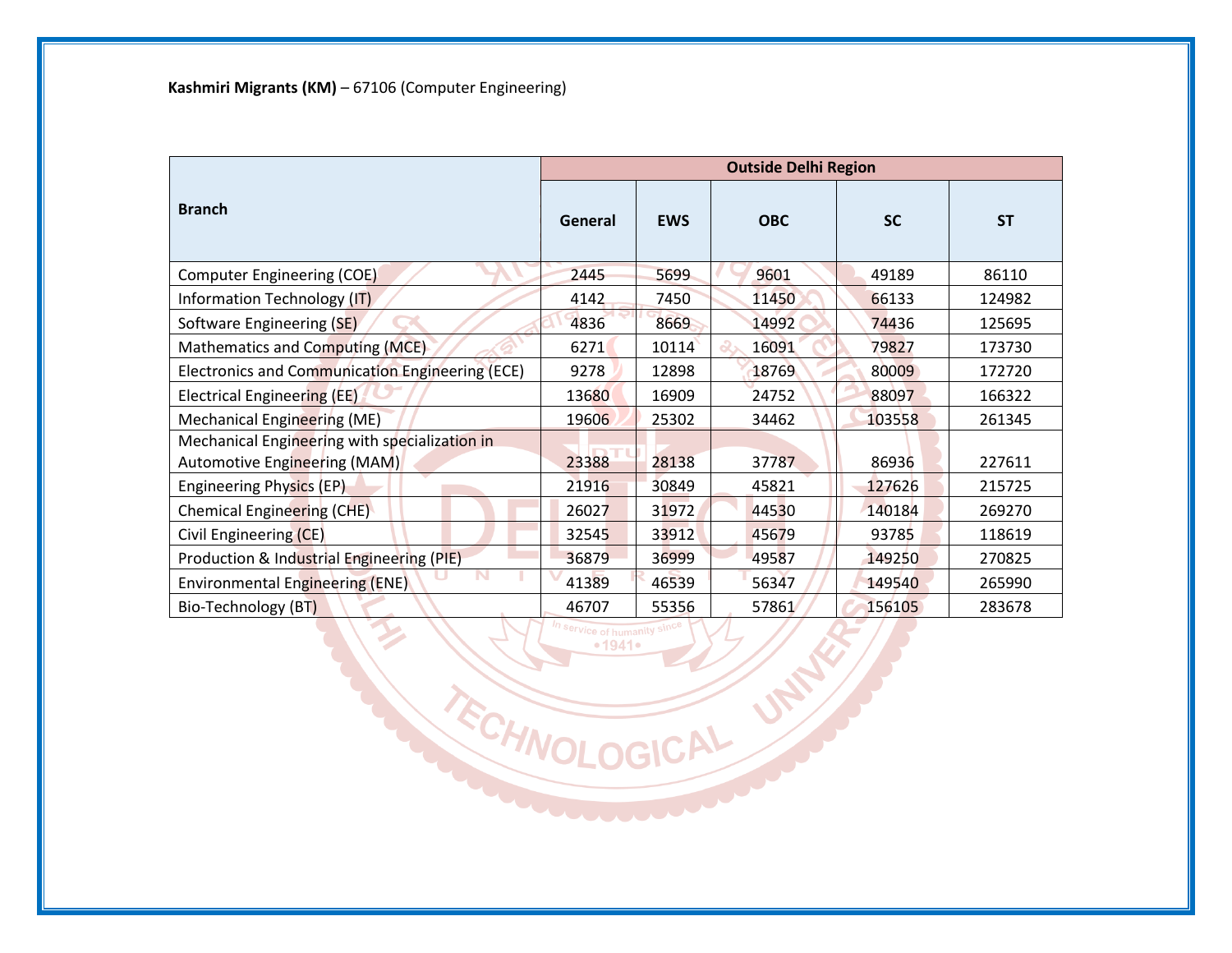**Kashmiri Migrants (KM)** – 67106 (Computer Engineering)

| Branch | Outside Delhi Region | | | | |
|---|---|---|---|---|---|
| | General | EWS | OBC | SC | ST |
| Computer Engineering (COE) | 2445 | 5699 | 9601 | 49189 | 86110 |
| Information Technology (IT) | 4142 | 7450 | 11450 | 66133 | 124982 |
| Software Engineering (SE) | 4836 | 8669 | 14992 | 74436 | 125695 |
| Mathematics and Computing (MCE) | 6271 | 10114 | 16091 | 79827 | 173730 |
| Electronics and Communication Engineering (ECE) | 9278 | 12898 | 18769 | 80009 | 172720 |
| Electrical Engineering (EE) | 13680 | 16909 | 24752 | 88097 | 166322 |
| Mechanical Engineering (ME) | 19606 | 25302 | 34462 | 103558 | 261345 |
| Mechanical Engineering with specialization in Automotive Engineering (MAM) | 23388 | 28138 | 37787 | 86936 | 227611 |
| Engineering Physics (EP) | 21916 | 30849 | 45821 | 127626 | 215725 |
| Chemical Engineering (CHE) | 26027 | 31972 | 44530 | 140184 | 269270 |
| Civil Engineering (CE) | 32545 | 33912 | 45679 | 93785 | 118619 |
| Production & Industrial Engineering (PIE) | 36879 | 36999 | 49587 | 149250 | 270825 |
| Environmental Engineering (ENE) | 41389 | 46539 | 56347 | 149540 | 265990 |
| Bio-Technology (BT) | 46707 | 55356 | 57861 | 156105 | 283678 |